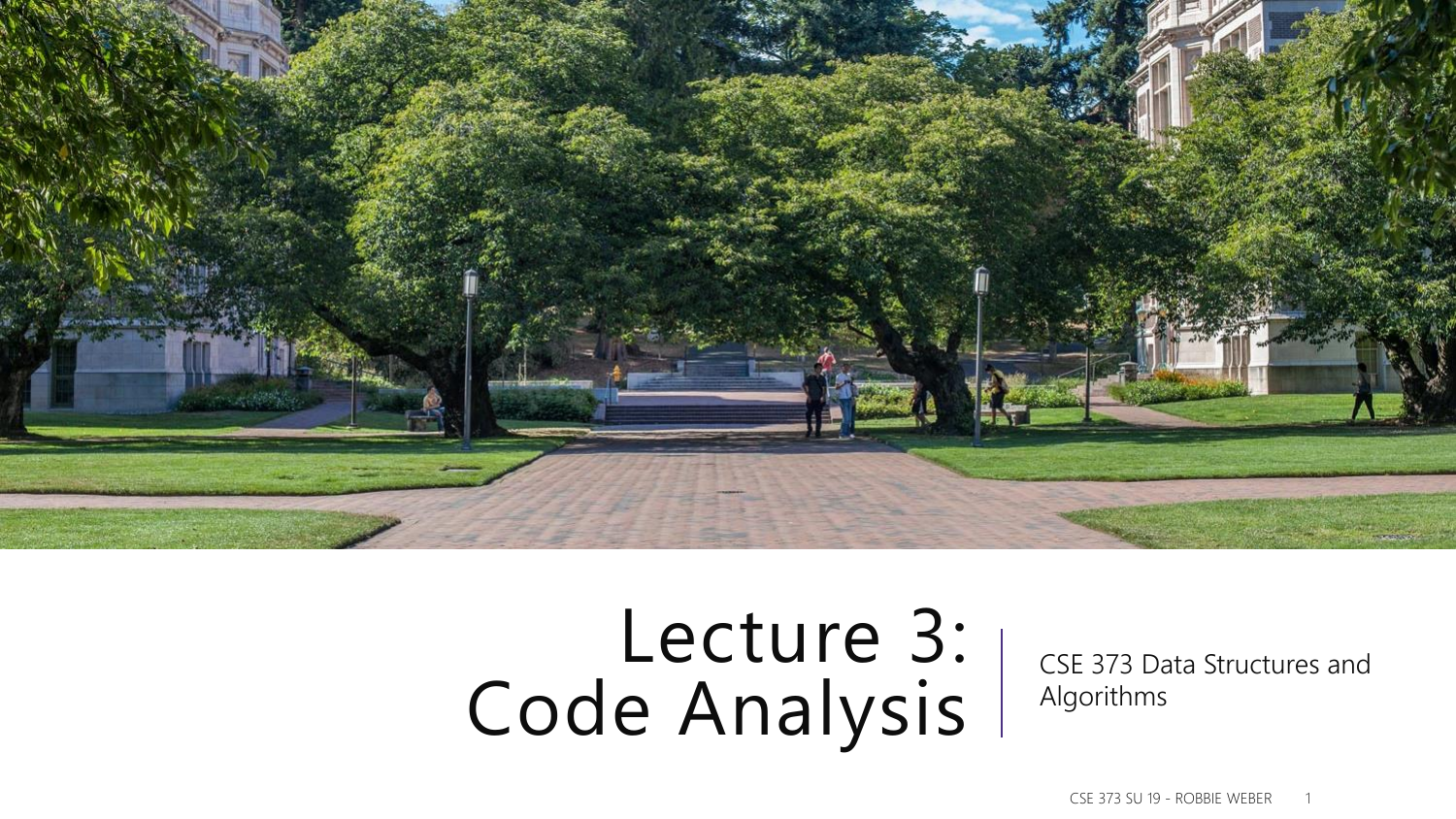# Lecture 3: Code Analysis

CSE 373 Data Structures and Algorithms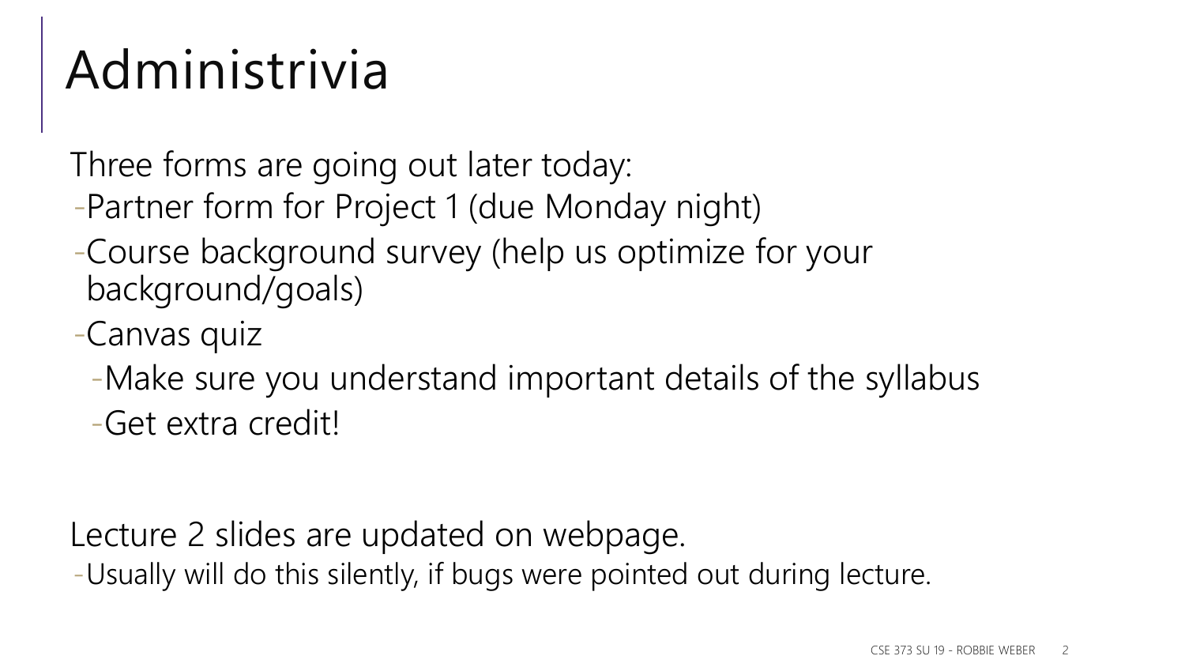# Administrivia

Three forms are going out later today:

- Partner form for Project 1 (due Monday night)
- Course background survey (help us optimize for your background/goals)
- Canvas quiz
  - Make sure you understand important details of the syllabus
  - Get extra credit!

Lecture 2 slides are updated on webpage.

- Usually will do this silently, if bugs were pointed out during lecture.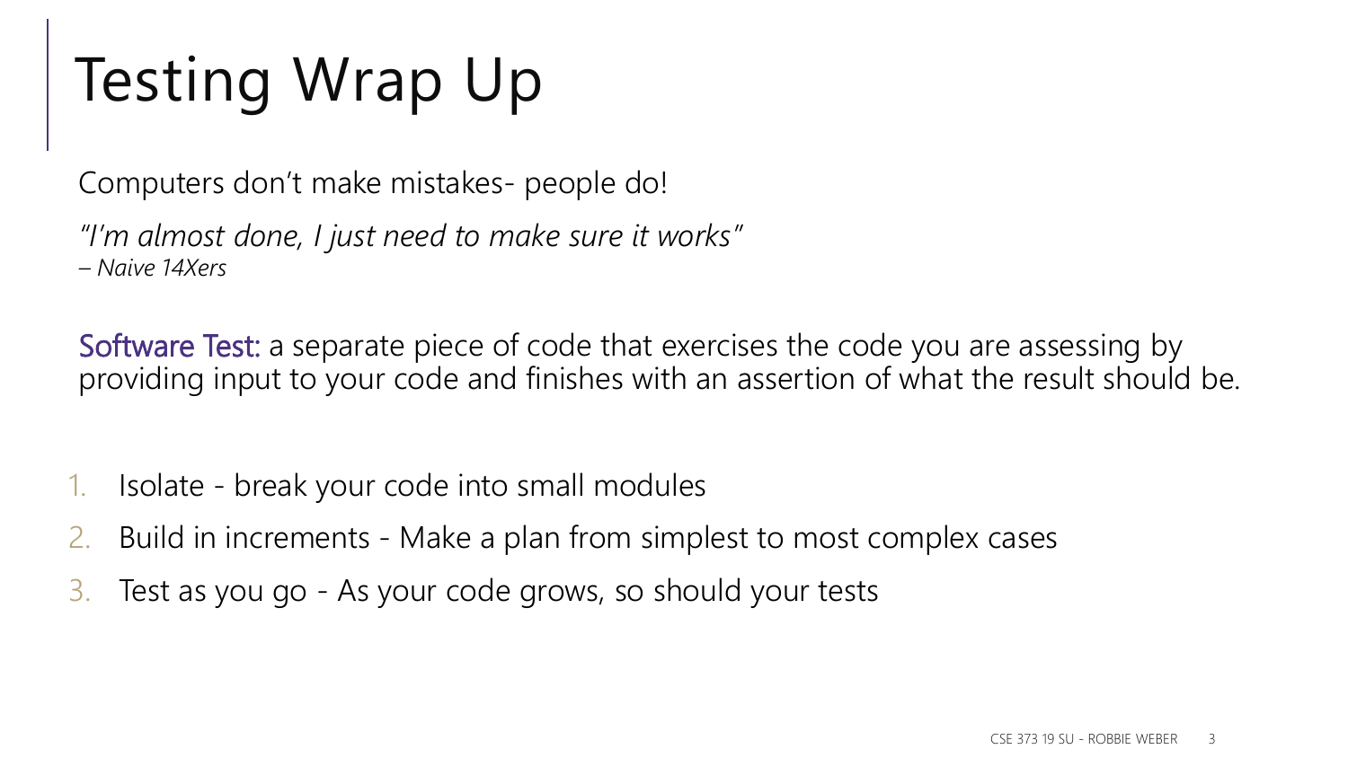# Testing Wrap Up

Computers don't make mistakes- people do!

*"I'm almost done, I just need to make sure it works"*
*– Naive 14Xers*

Software Test: a separate piece of code that exercises the code you are assessing by providing input to your code and finishes with an assertion of what the result should be.

1. Isolate - break your code into small modules
2. Build in increments - Make a plan from simplest to most complex cases
3. Test as you go - As your code grows, so should your tests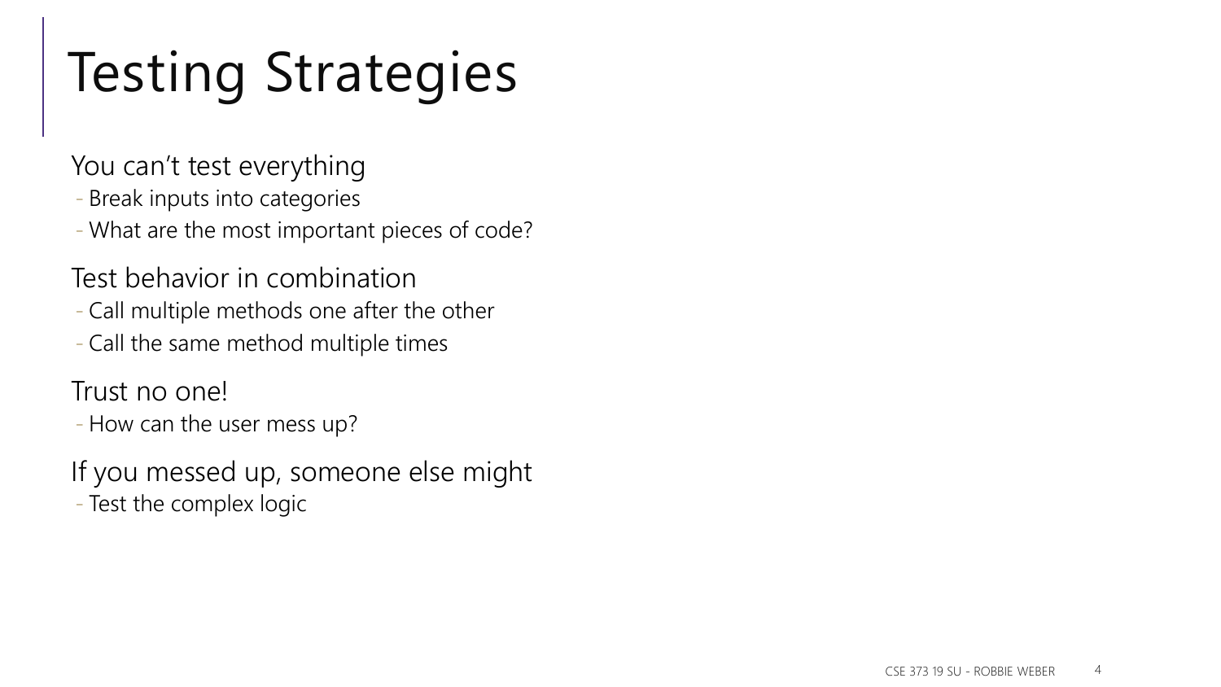# Testing Strategies

You can't test everything

- Break inputs into categories
- What are the most important pieces of code?

Test behavior in combination

- Call multiple methods one after the other
- Call the same method multiple times

Trust no one!

- How can the user mess up?

If you messed up, someone else might

- Test the complex logic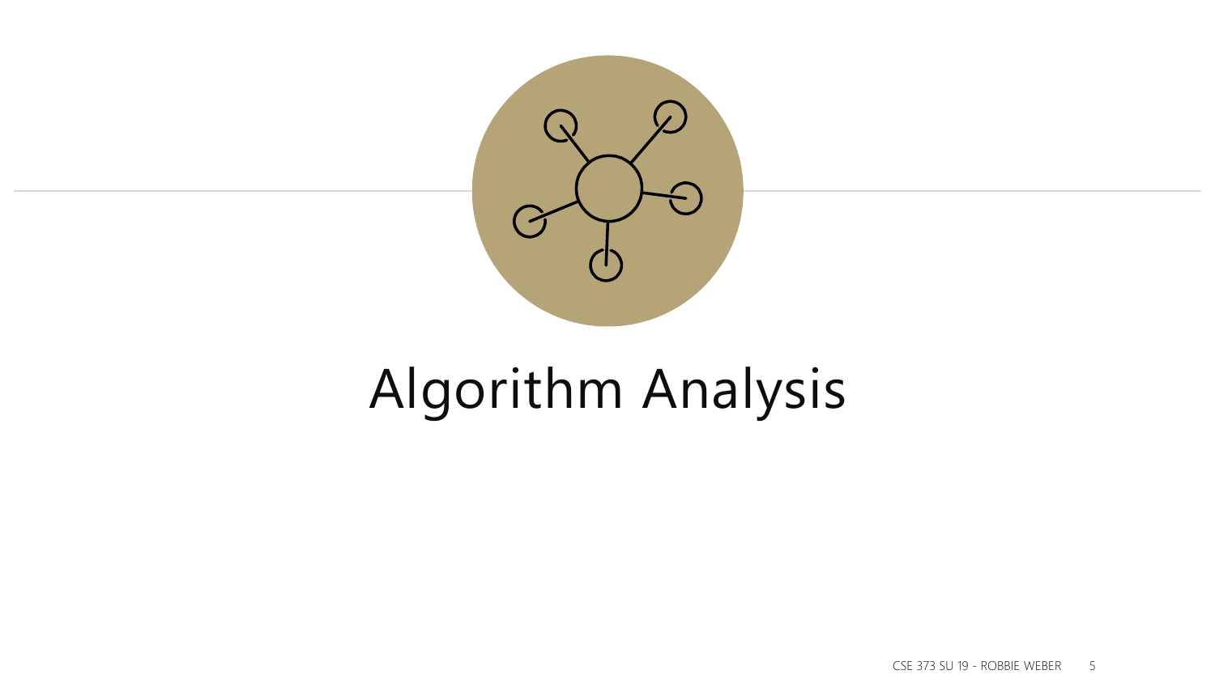# Algorithm Analysis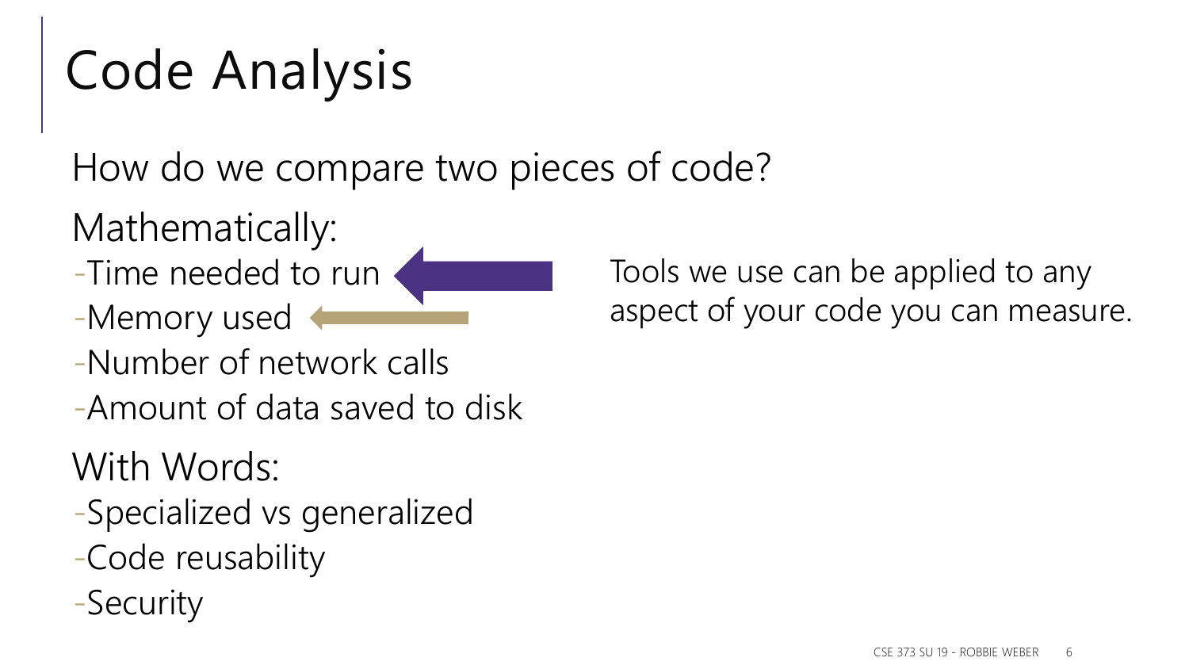# Code Analysis

How do we compare two pieces of code?

Mathematically:

- Time needed to run
- Memory used
- Number of network calls
- Amount of data saved to disk

With Words:

- Specialized vs generalized
- Code reusability
- Security

Tools we use can be applied to any aspect of your code you can measure.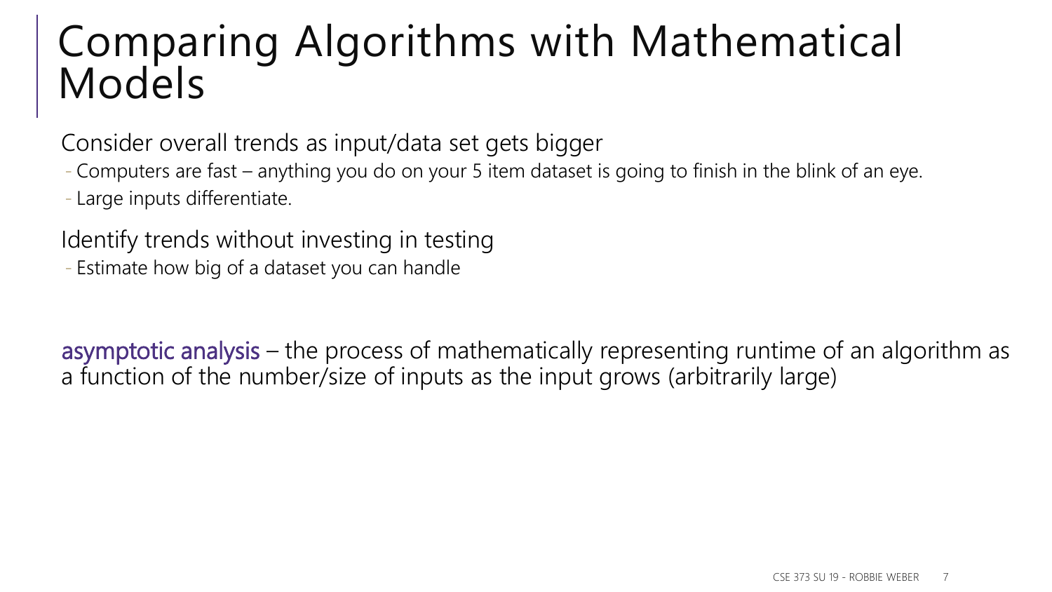# Comparing Algorithms with Mathematical Models

Consider overall trends as input/data set gets bigger

- Computers are fast – anything you do on your 5 item dataset is going to finish in the blink of an eye.
- Large inputs differentiate.

Identify trends without investing in testing

- Estimate how big of a dataset you can handle

asymptotic analysis – the process of mathematically representing runtime of an algorithm as a function of the number/size of inputs as the input grows (arbitrarily large)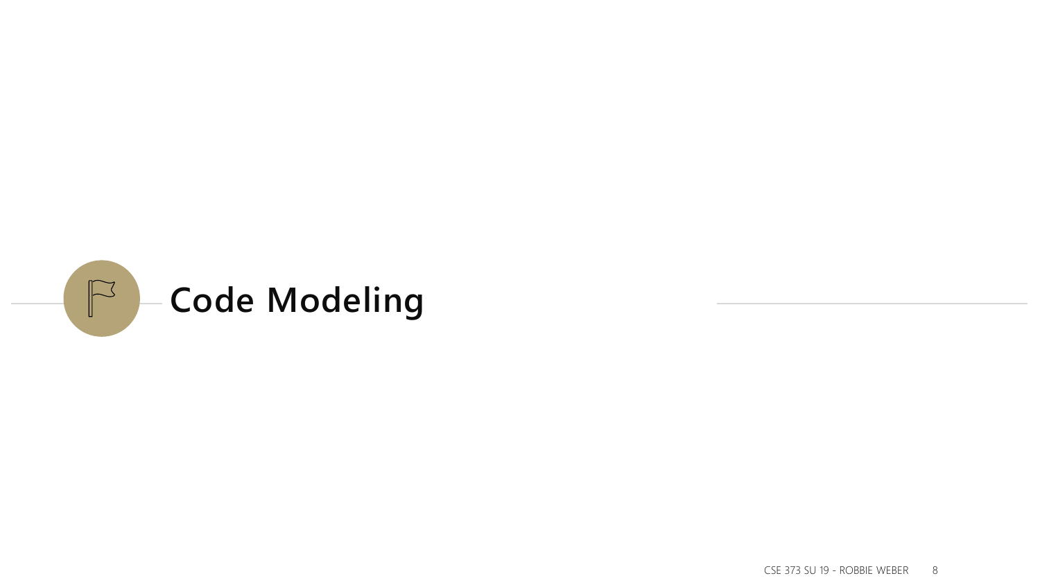# Code Modeling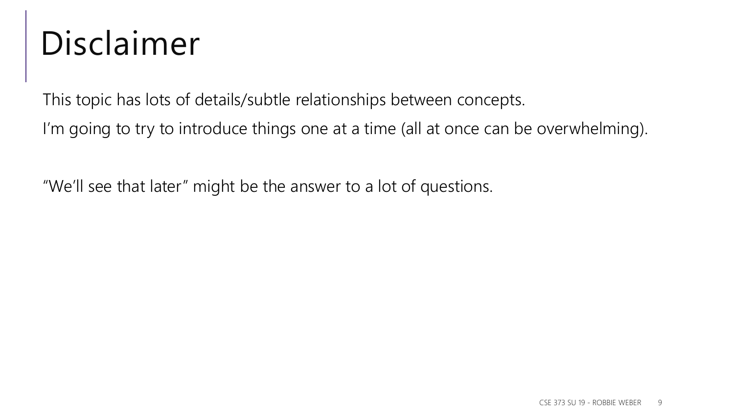# Disclaimer

This topic has lots of details/subtle relationships between concepts.

I'm going to try to introduce things one at a time (all at once can be overwhelming).

"We'll see that later" might be the answer to a lot of questions.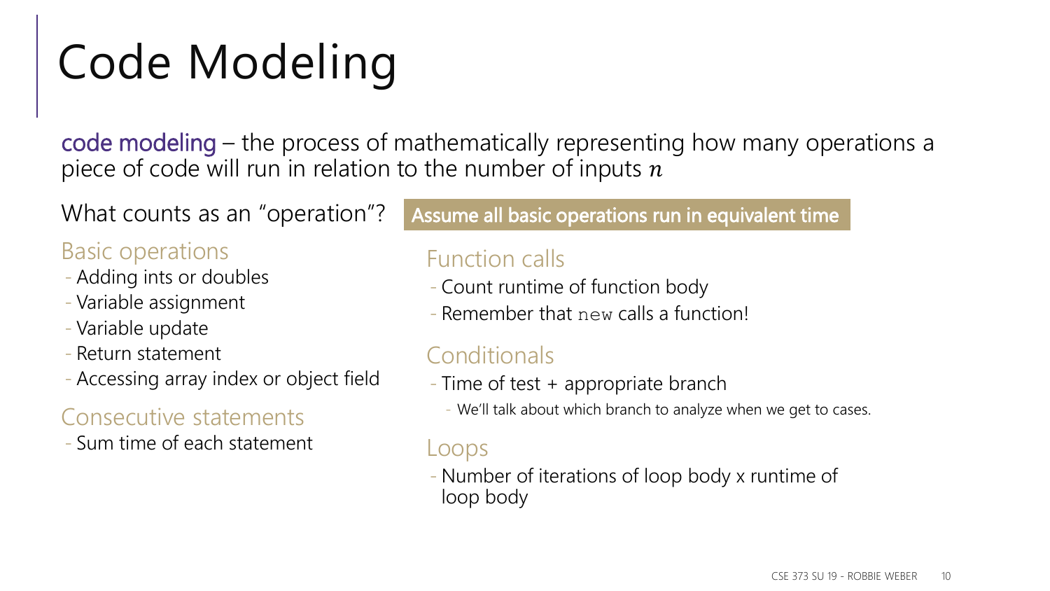# Code Modeling

**code modeling** – the process of mathematically representing how many operations a piece of code will run in relation to the number of inputs $n$

What counts as an "operation"?

**Assume all basic operations run in equivalent time**

### Basic operations
- Adding ints or doubles
- Variable assignment
- Variable update
- Return statement
- Accessing array index or object field

### Consecutive statements
- Sum time of each statement

### Function calls
- Count runtime of function body
- Remember that `new` calls a function!

### Conditionals
- Time of test + appropriate branch
  - We'll talk about which branch to analyze when we get to cases.

### Loops
- Number of iterations of loop body x runtime of loop body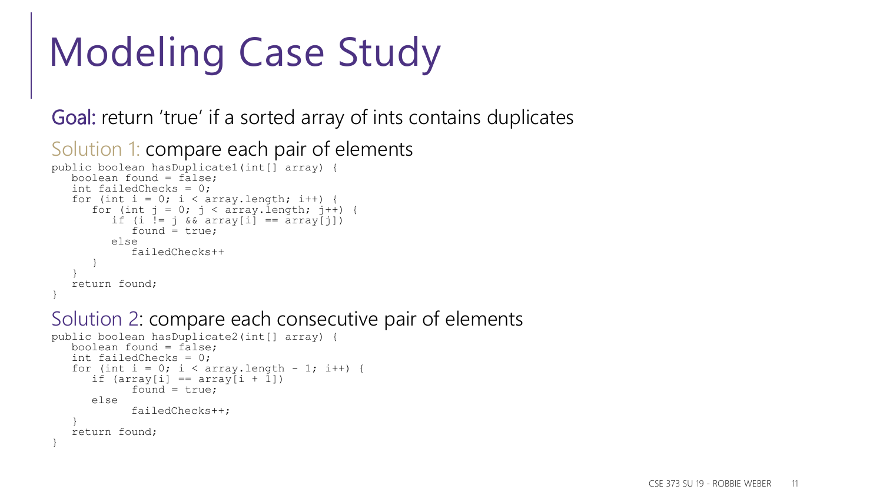# Modeling Case Study

**Goal:** return 'true' if a sorted array of ints contains duplicates

## Solution 1: compare each pair of elements

```
public boolean hasDuplicate1(int[] array) {
   boolean found = false;
   int failedChecks = 0;
   for (int i = 0; i < array.length; i++) {
      for (int j = 0; j < array.length; j++) {
         if (i != j && array[i] == array[j])
            found = true;
         else
            failedChecks++
      }
   }
   return found;
}
```

## Solution 2: compare each consecutive pair of elements

```
public boolean hasDuplicate2(int[] array) {
   boolean found = false;
   int failedChecks = 0;
   for (int i = 0; i < array.length - 1; i++) {
      if (array[i] == array[i + 1])
            found = true;
      else
            failedChecks++;
   }
   return found;
}
```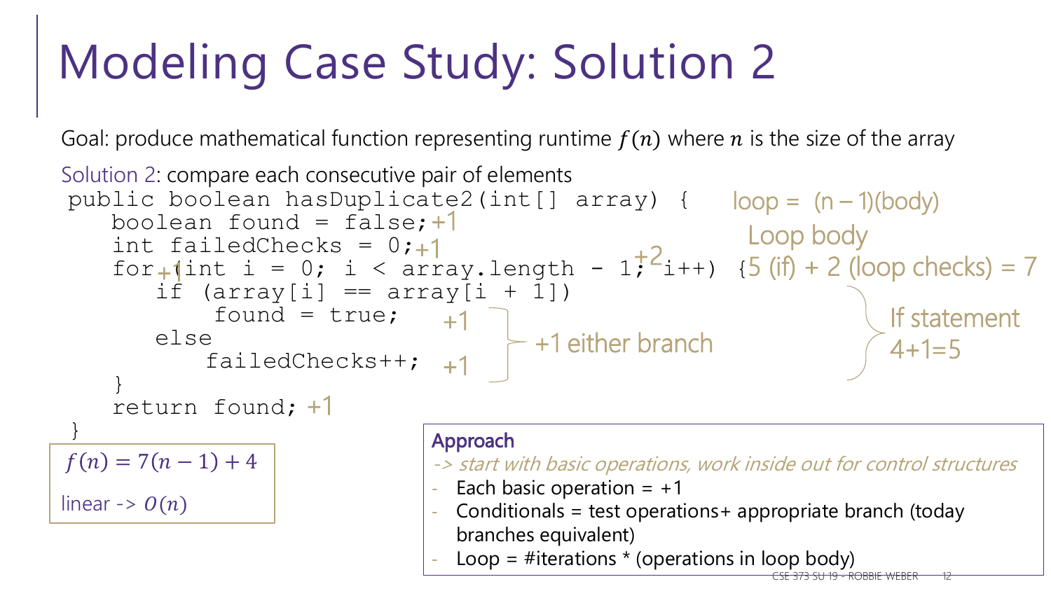# Modeling Case Study: Solution 2

Goal: produce mathematical function representing runtime $f(n)$ where $n$ is the size of the array

Solution 2: compare each consecutive pair of elements

```
public boolean hasDuplicate2(int[] array) {
    boolean found = false;         +1
    int failedChecks = 0;          +1
    for +1(int i = 0; i < array.length - 1; +2 i++) {
        if (array[i] == array[i + 1])
            found = true;          +1
        else
            failedChecks++;        +1
    }
    return found; +1
}
```

+1 either branch

loop = (n – 1)(body)

Loop body

5 (if) + 2 (loop checks) = 7

If statement

4+1=5

$f(n) = 7(n-1) + 4$

linear -> $O(n)$

**Approach**

*-> start with basic operations, work inside out for control structures*

- Each basic operation = +1
- Conditionals = test operations+ appropriate branch (today branches equivalent)
- Loop = #iterations * (operations in loop body)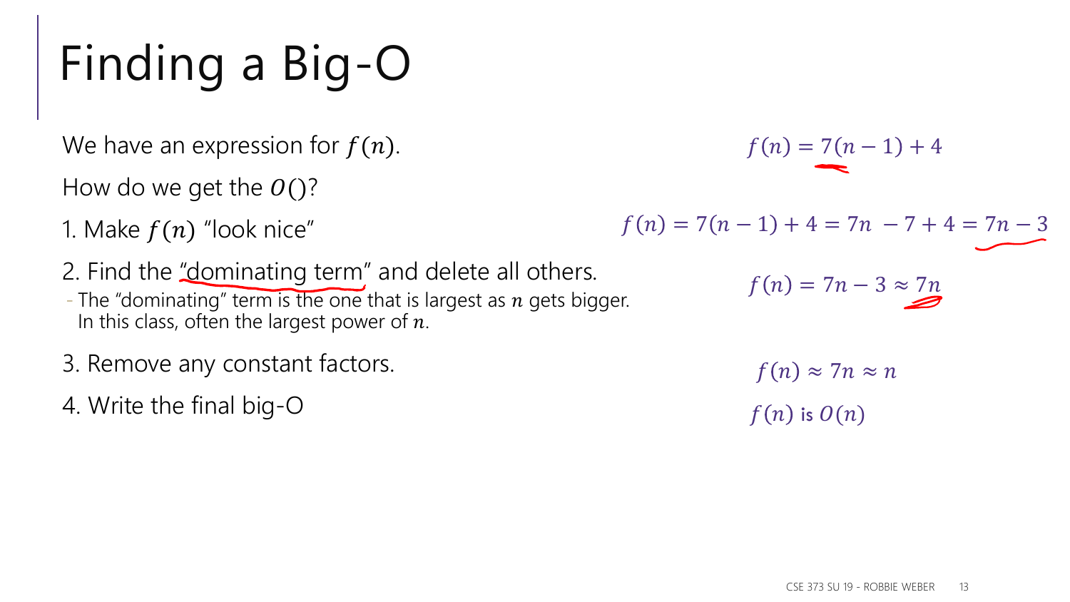# Finding a Big-O

We have an expression for $f(n)$.

How do we get the $O()$?

1. Make $f(n)$ "look nice"

2. Find the "dominating term" and delete all others.
   - The "dominating" term is the one that is largest as $n$ gets bigger. In this class, often the largest power of $n$.

3. Remove any constant factors.

4. Write the final big-O

$f(n) = 7(n-1) + 4$

$f(n) = 7(n-1) + 4 = 7n - 7 + 4 = 7n - 3$

$f(n) = 7n - 3 \approx 7n$

$f(n) \approx 7n \approx n$

$f(n)$ is $O(n)$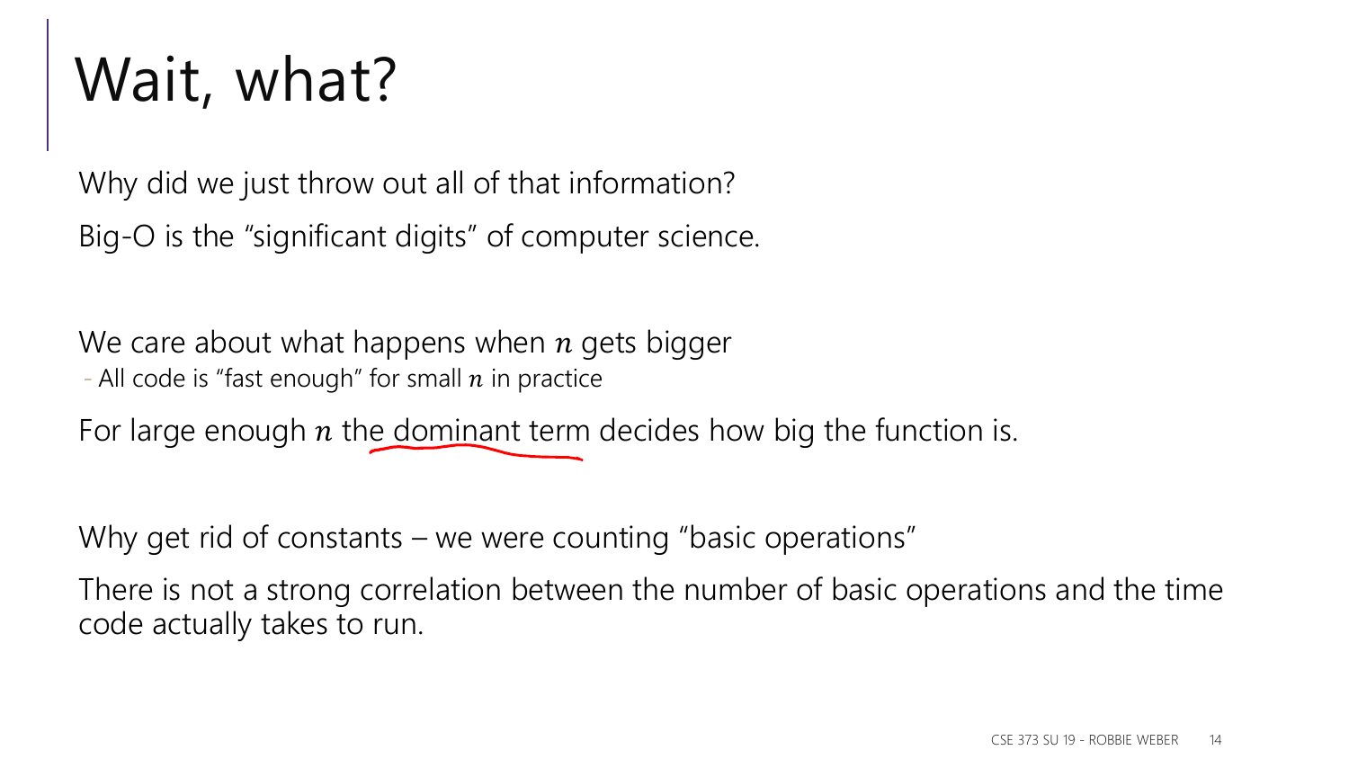# Wait, what?

Why did we just throw out all of that information?

Big-O is the "significant digits" of computer science.

We care about what happens when $n$ gets bigger

- All code is "fast enough" for small $n$ in practice

For large enough $n$ the dominant term decides how big the function is.

Why get rid of constants – we were counting "basic operations"

There is not a strong correlation between the number of basic operations and the time code actually takes to run.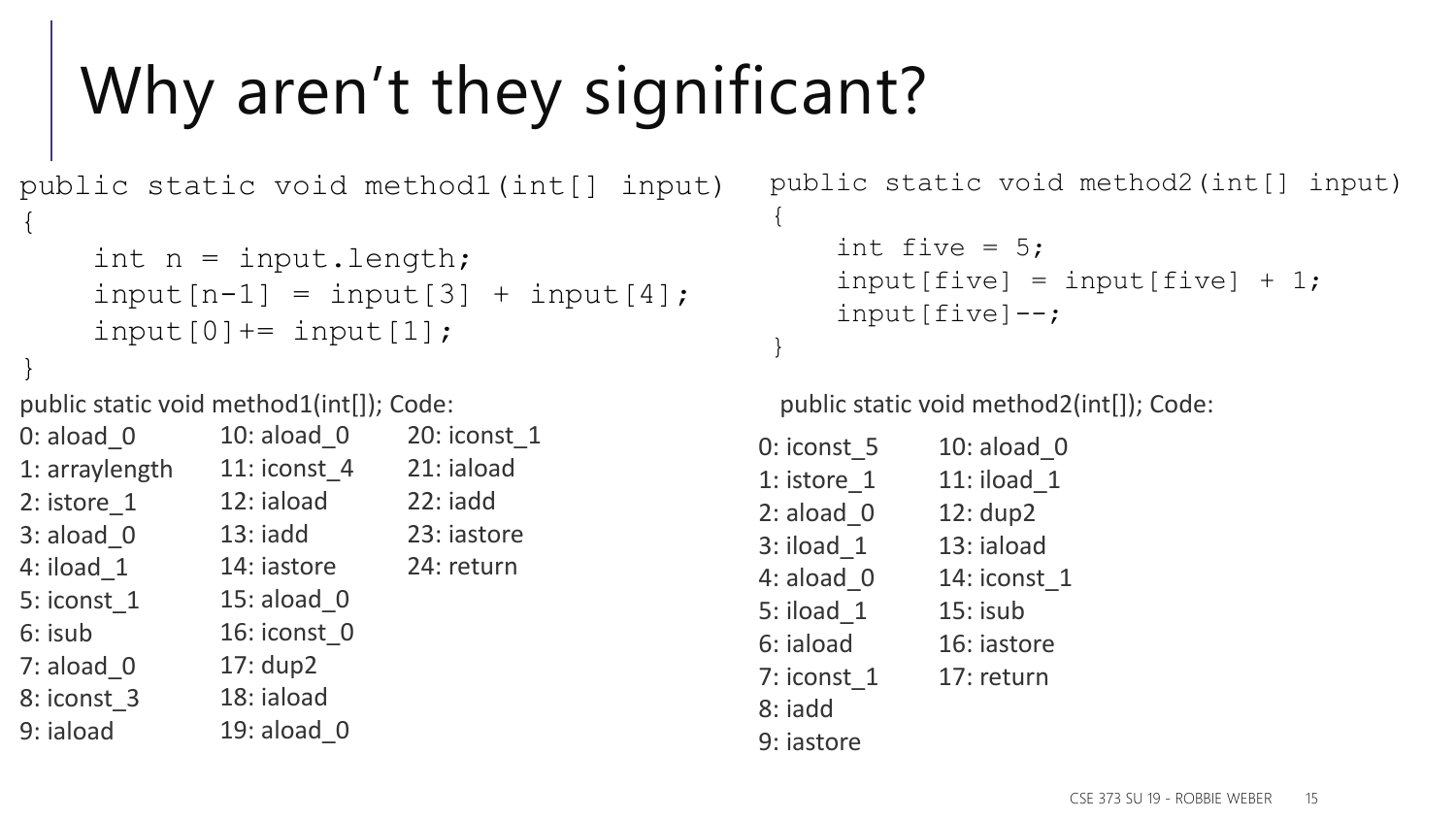# Why aren't they significant?

```
public static void method1(int[] input)
{
    int n = input.length;
    input[n-1] = input[3] + input[4];
    input[0]+= input[1];
}
```

public static void method1(int[]); Code:

```
0: aload_0
1: arraylength
2: istore_1
3: aload_0
4: iload_1
5: iconst_1
6: isub
7: aload_0
8: iconst_3
9: iaload
10: aload_0
11: iconst_4
12: iaload
13: iadd
14: iastore
15: aload_0
16: iconst_0
17: dup2
18: iaload
19: aload_0
20: iconst_1
21: iaload
22: iadd
23: iastore
24: return
```

```
public static void method2(int[] input)
{
    int five = 5;
    input[five] = input[five] + 1;
    input[five]--;
}
```

public static void method2(int[]); Code:

```
0: iconst_5
1: istore_1
2: aload_0
3: iload_1
4: aload_0
5: iload_1
6: iaload
7: iconst_1
8: iadd
9: iastore
10: aload_0
11: iload_1
12: dup2
13: iaload
14: iconst_1
15: isub
16: iastore
17: return
```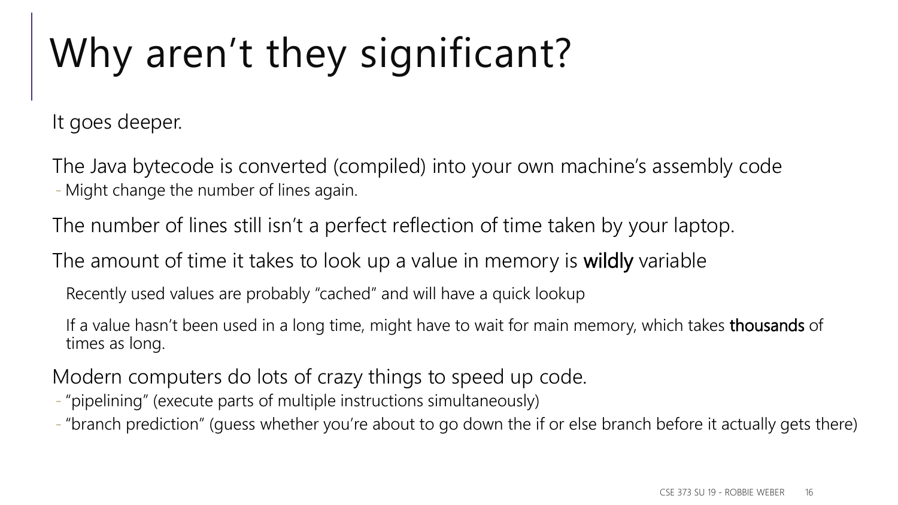# Why aren't they significant?

It goes deeper.

The Java bytecode is converted (compiled) into your own machine's assembly code

- Might change the number of lines again.

The number of lines still isn't a perfect reflection of time taken by your laptop.

The amount of time it takes to look up a value in memory is **wildly** variable

Recently used values are probably "cached" and will have a quick lookup

If a value hasn't been used in a long time, might have to wait for main memory, which takes **thousands** of times as long.

Modern computers do lots of crazy things to speed up code.

- "pipelining" (execute parts of multiple instructions simultaneously)
- "branch prediction" (guess whether you're about to go down the if or else branch before it actually gets there)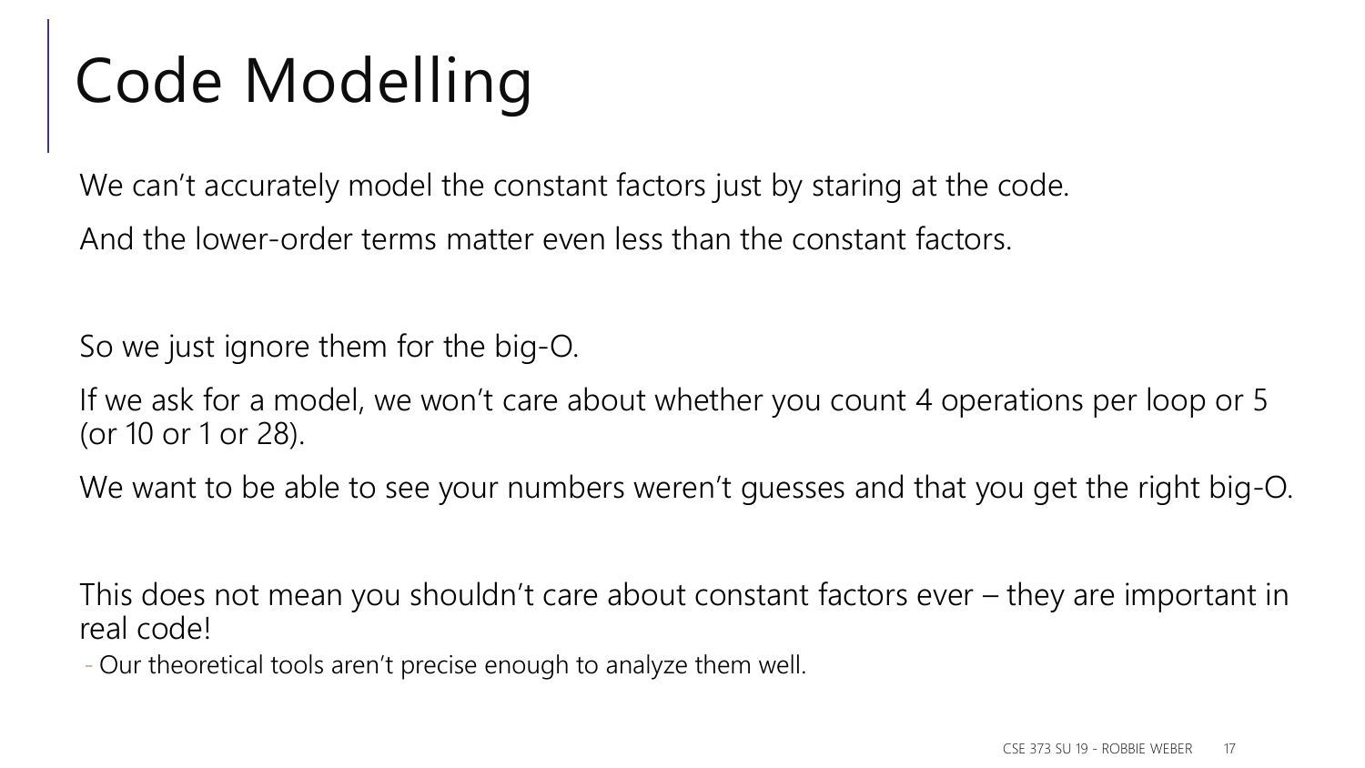# Code Modelling

We can’t accurately model the constant factors just by staring at the code.

And the lower-order terms matter even less than the constant factors.

So we just ignore them for the big-O.

If we ask for a model, we won’t care about whether you count 4 operations per loop or 5 (or 10 or 1 or 28).

We want to be able to see your numbers weren’t guesses and that you get the right big-O.

This does not mean you shouldn’t care about constant factors ever – they are important in real code!

- Our theoretical tools aren’t precise enough to analyze them well.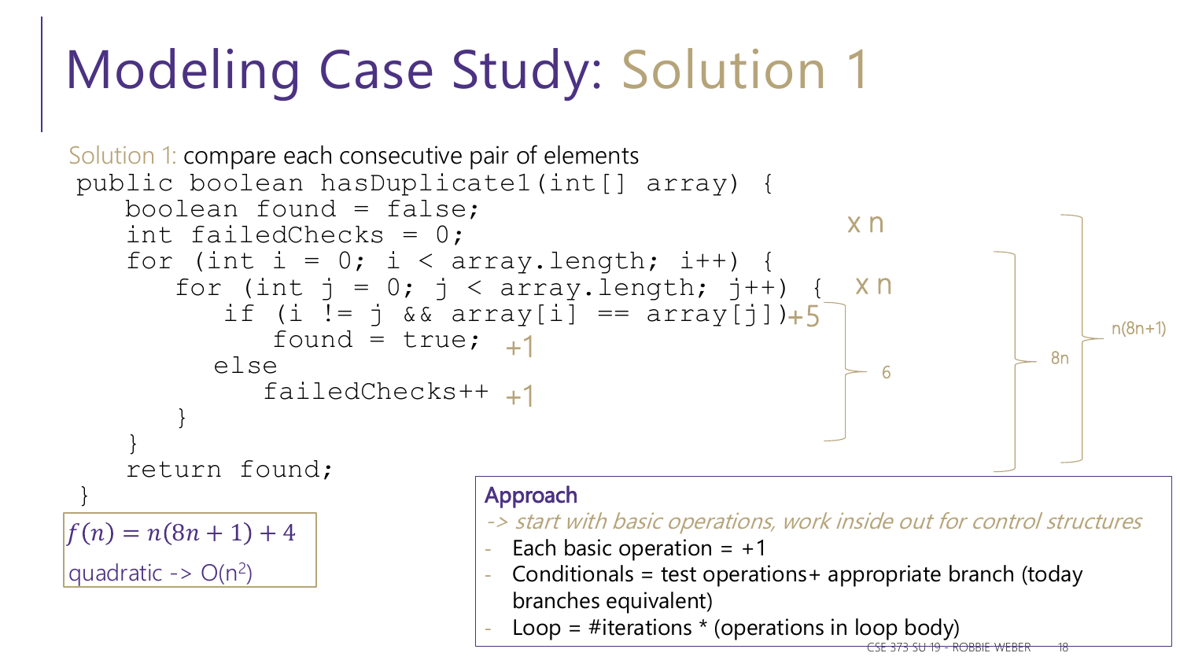# Modeling Case Study: Solution 1

Solution 1: compare each consecutive pair of elements

```
public boolean hasDuplicate1(int[] array) {
   boolean found = false;
   int failedChecks = 0;
   for (int i = 0; i < array.length; i++) {                        x n
      for (int j = 0; j < array.length; j++) {                     x n
         if (i != j && array[i] == array[j])   +5
            found = true;   +1
         else
            failedChecks++  +1
      }
   }
   return found;
}
```

Annotations: inner body = 6; inner loop = 8n; outer loop = n(8n+1)

$f(n) = n(8n + 1) + 4$

quadratic -> $O(n^2)$

**Approach**

*-> start with basic operations, work inside out for control structures*

- Each basic operation = +1
- Conditionals = test operations+ appropriate branch (today branches equivalent)
- Loop = #iterations * (operations in loop body)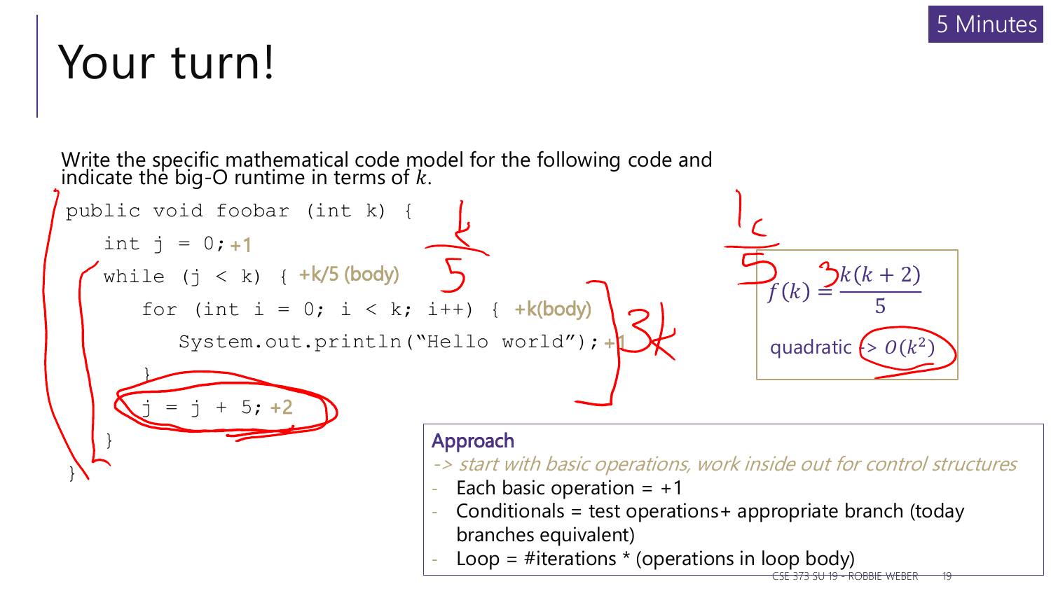# Your turn!

5 Minutes

Write the specific mathematical code model for the following code and indicate the big-O runtime in terms of $k$.

```
public void foobar (int k) {
    int j = 0;                                   +1
    while (j < k) {                              +k/5 (body)
        for (int i = 0; i < k; i++) {            +k(body)
            System.out.println("Hello world");   +1
        }
        j = j + 5;                               +2
    }
}
```

$$f(k) = \frac{k(k+2)}{5}$$

quadratic -> $O(k^2)$

**Approach**

*-> start with basic operations, work inside out for control structures*

- Each basic operation = +1
- Conditionals = test operations+ appropriate branch (today branches equivalent)
- Loop = #iterations * (operations in loop body)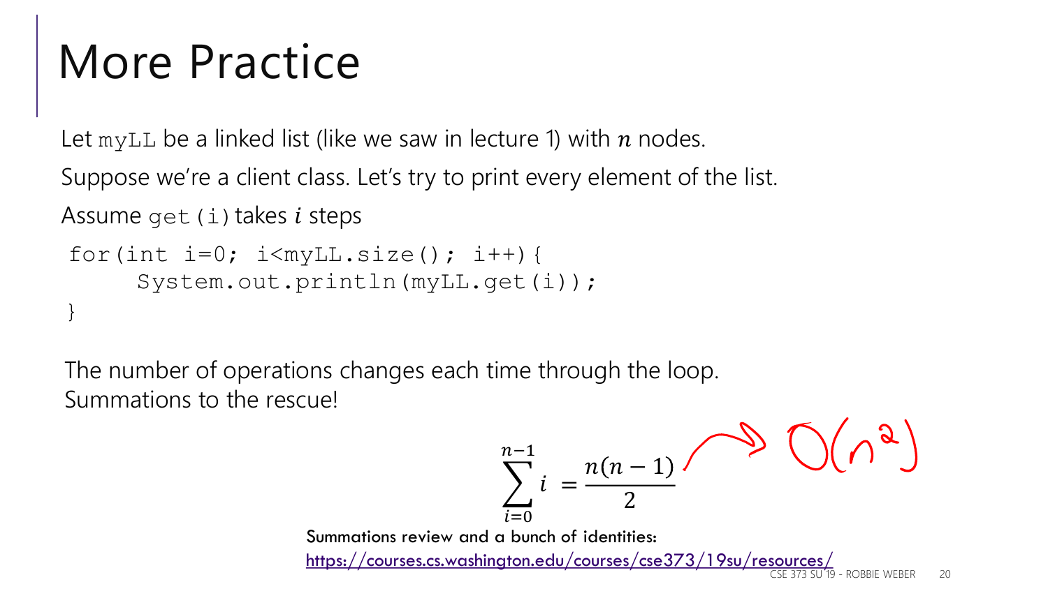# More Practice

Let myLL be a linked list (like we saw in lecture 1) with $n$ nodes.

Suppose we're a client class. Let's try to print every element of the list.

Assume get(i) takes $i$ steps

```
for(int i=0; i<myLL.size(); i++){
     System.out.println(myLL.get(i));
}
```

The number of operations changes each time through the loop.
Summations to the rescue!

$$\sum_{i=0}^{n-1} i = \frac{n(n-1)}{2} \rightarrow O(n^2)$$

Summations review and a bunch of identities:

https://courses.cs.washington.edu/courses/cse373/19su/resources/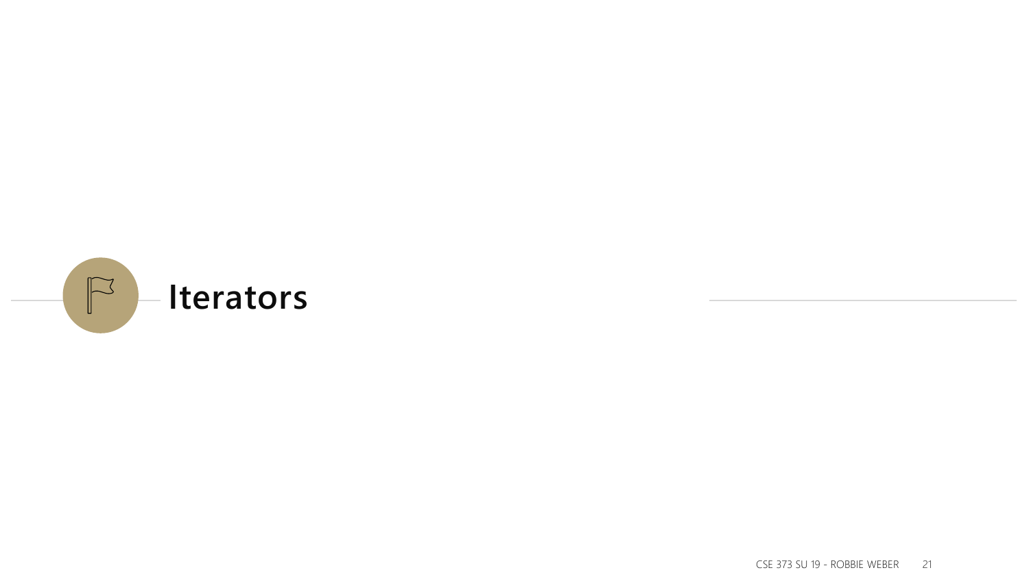# Iterators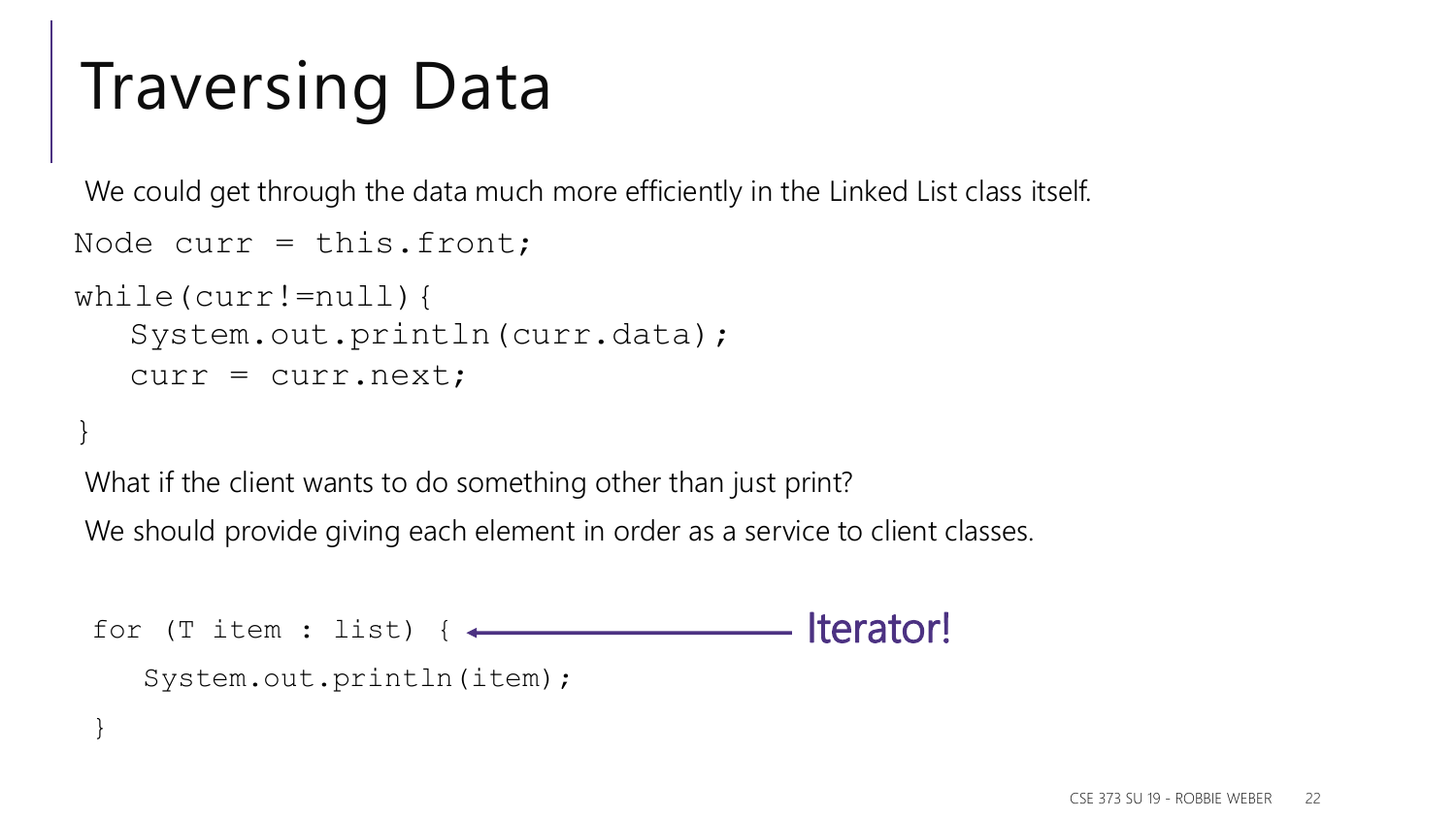# Traversing Data

We could get through the data much more efficiently in the Linked List class itself.

```
Node curr = this.front;
while(curr!=null){
   System.out.println(curr.data);
   curr = curr.next;
}
```

What if the client wants to do something other than just print?

We should provide giving each element in order as a service to client classes.

```
for (T item : list) {
   System.out.println(item);
}
```

Iterator!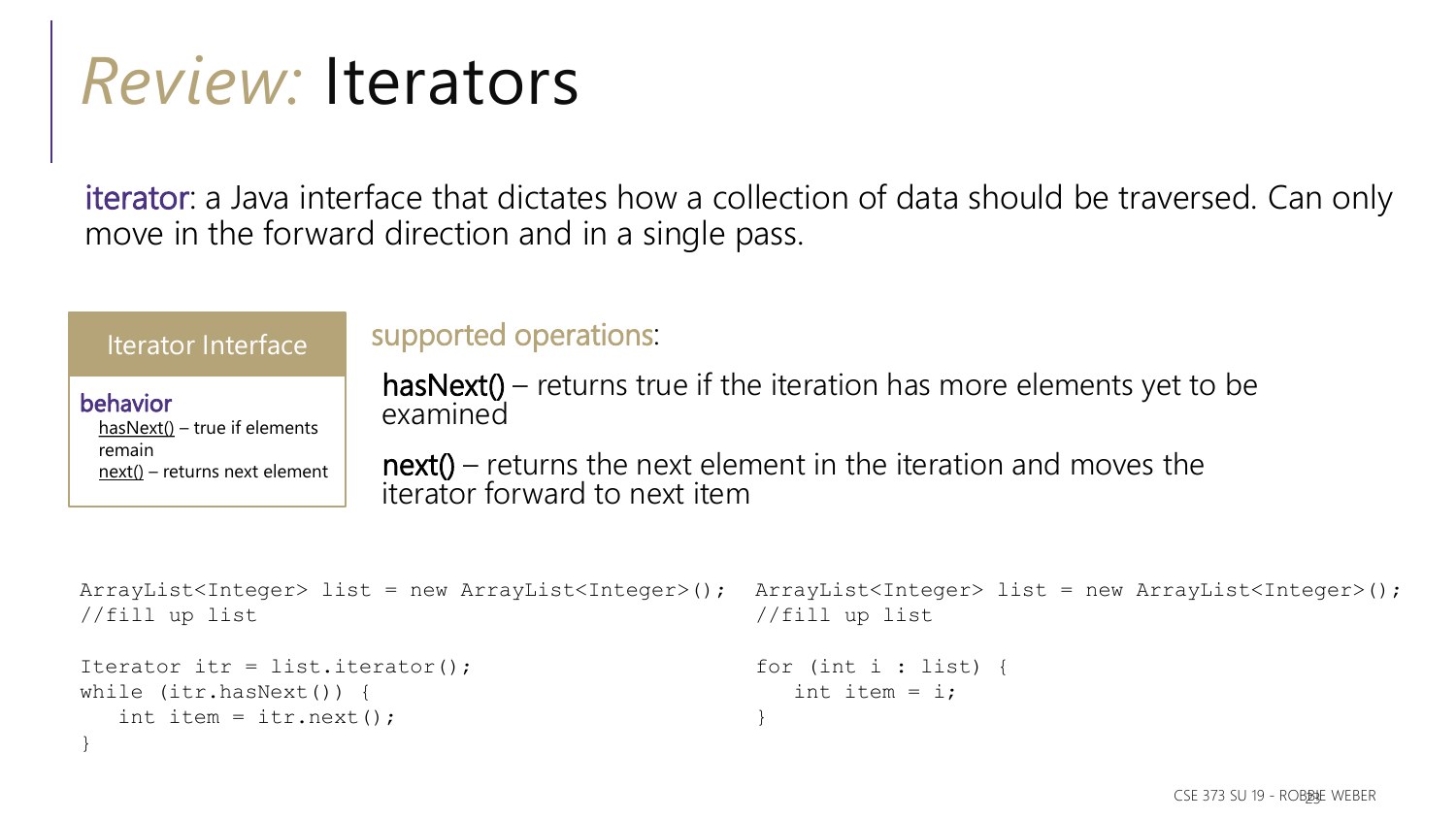# *Review:* Iterators

iterator: a Java interface that dictates how a collection of data should be traversed. Can only move in the forward direction and in a single pass.

| Iterator Interface |
| --- |
| **behavior**<br>hasNext() – true if elements remain<br>next() – returns next element |

supported operations:

**hasNext()** – returns true if the iteration has more elements yet to be examined

**next()** – returns the next element in the iteration and moves the iterator forward to next item

```
ArrayList<Integer> list = new ArrayList<Integer>();
//fill up list

Iterator itr = list.iterator();
while (itr.hasNext()) {
   int item = itr.next();
}
```

```
ArrayList<Integer> list = new ArrayList<Integer>();
//fill up list

for (int i : list) {
   int item = i;
}
```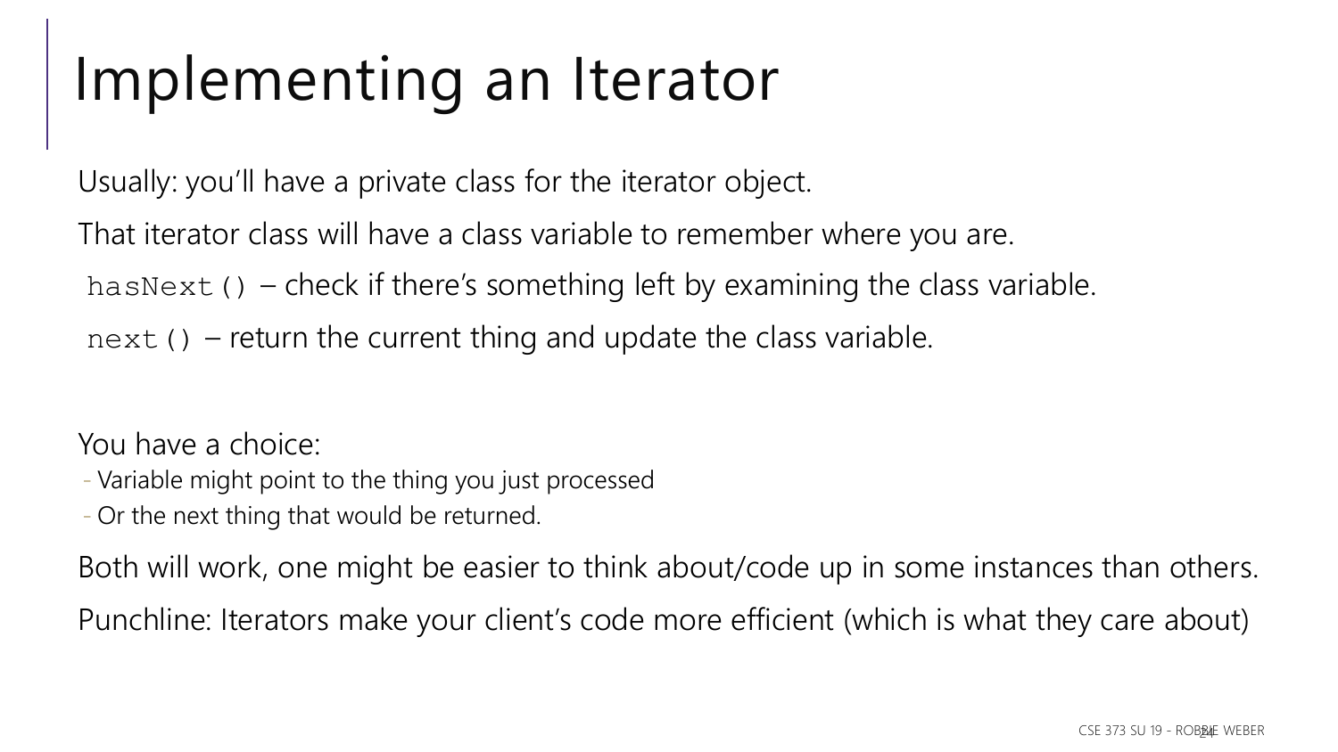# Implementing an Iterator

Usually: you'll have a private class for the iterator object.

That iterator class will have a class variable to remember where you are.

`hasNext()` – check if there's something left by examining the class variable.

`next()` – return the current thing and update the class variable.

You have a choice:

- Variable might point to the thing you just processed
- Or the next thing that would be returned.

Both will work, one might be easier to think about/code up in some instances than others.

Punchline: Iterators make your client's code more efficient (which is what they care about)